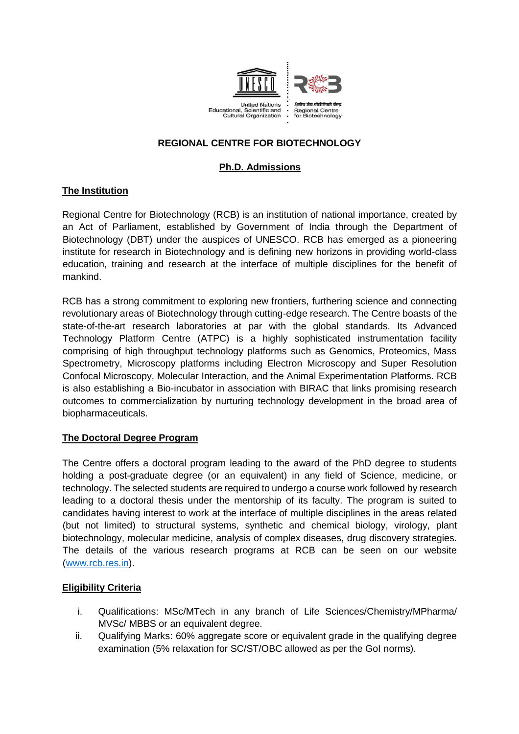United Nations Educational, Scientific and Cultural Organization

क्षेत्रीय जैव प्रौद्योगिकी केन्द्र Regional Centre for Biotechnology

# REGIONAL CENTRE FOR BIOTECHNOLOGY

## Ph.D. Admissions

### The Institution

Regional Centre for Biotechnology (RCB) is an institution of national importance, created by an Act of Parliament, established by Government of India through the Department of Biotechnology (DBT) under the auspices of UNESCO. RCB has emerged as a pioneering institute for research in Biotechnology and is defining new horizons in providing world-class education, training and research at the interface of multiple disciplines for the benefit of mankind.

RCB has a strong commitment to exploring new frontiers, furthering science and connecting revolutionary areas of Biotechnology through cutting-edge research. The Centre boasts of the state-of-the-art research laboratories at par with the global standards. Its Advanced Technology Platform Centre (ATPC) is a highly sophisticated instrumentation facility comprising of high throughput technology platforms such as Genomics, Proteomics, Mass Spectrometry, Microscopy platforms including Electron Microscopy and Super Resolution Confocal Microscopy, Molecular Interaction, and the Animal Experimentation Platforms. RCB is also establishing a Bio-incubator in association with BIRAC that links promising research outcomes to commercialization by nurturing technology development in the broad area of biopharmaceuticals.

### The Doctoral Degree Program

The Centre offers a doctoral program leading to the award of the PhD degree to students holding a post-graduate degree (or an equivalent) in any field of Science, medicine, or technology. The selected students are required to undergo a course work followed by research leading to a doctoral thesis under the mentorship of its faculty. The program is suited to candidates having interest to work at the interface of multiple disciplines in the areas related (but not limited) to structural systems, synthetic and chemical biology, virology, plant biotechnology, molecular medicine, analysis of complex diseases, drug discovery strategies. The details of the various research programs at RCB can be seen on our website (www.rcb.res.in).

### Eligibility Criteria

i. Qualifications: MSc/MTech in any branch of Life Sciences/Chemistry/MPharma/ MVSc/ MBBS or an equivalent degree.

ii. Qualifying Marks: 60% aggregate score or equivalent grade in the qualifying degree examination (5% relaxation for SC/ST/OBC allowed as per the GoI norms).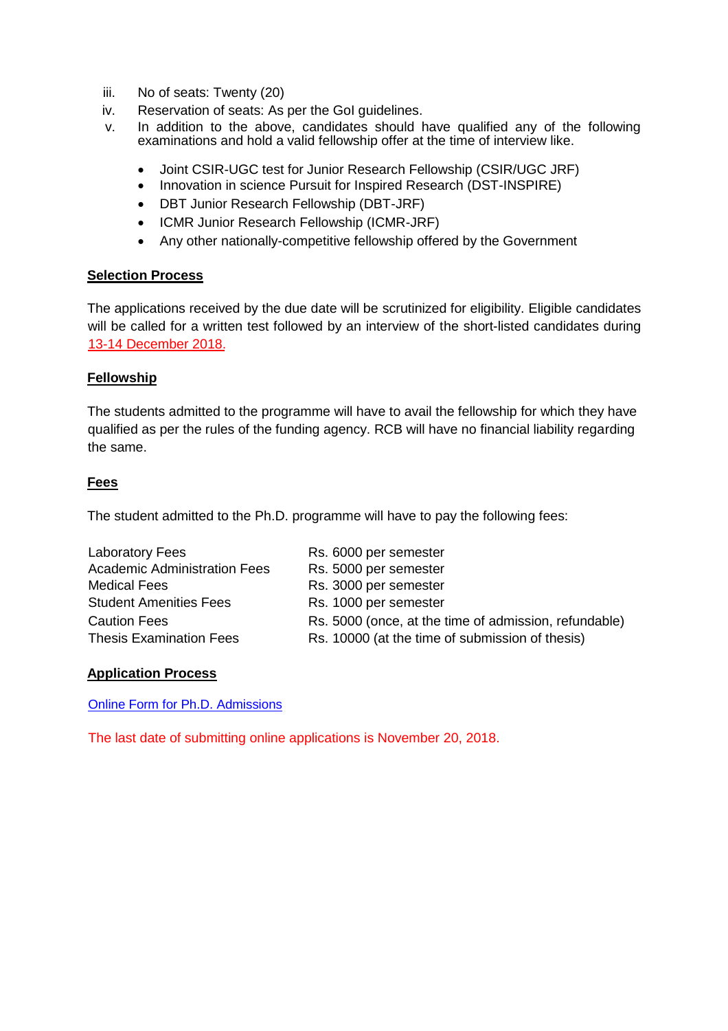iii. No of seats: Twenty (20)

iv. Reservation of seats: As per the GoI guidelines.

v. In addition to the above, candidates should have qualified any of the following examinations and hold a valid fellowship offer at the time of interview like.

- Joint CSIR-UGC test for Junior Research Fellowship (CSIR/UGC JRF)
- Innovation in science Pursuit for Inspired Research (DST-INSPIRE)
- DBT Junior Research Fellowship (DBT-JRF)
- ICMR Junior Research Fellowship (ICMR-JRF)
- Any other nationally-competitive fellowship offered by the Government

## Selection Process

The applications received by the due date will be scrutinized for eligibility. Eligible candidates will be called for a written test followed by an interview of the short-listed candidates during 13-14 December 2018.

## Fellowship

The students admitted to the programme will have to avail the fellowship for which they have qualified as per the rules of the funding agency. RCB will have no financial liability regarding the same.

## Fees

The student admitted to the Ph.D. programme will have to pay the following fees:

| | |
|---|---|
| Laboratory Fees | Rs. 6000 per semester |
| Academic Administration Fees | Rs. 5000 per semester |
| Medical Fees | Rs. 3000 per semester |
| Student Amenities Fees | Rs. 1000 per semester |
| Caution Fees | Rs. 5000 (once, at the time of admission, refundable) |
| Thesis Examination Fees | Rs. 10000 (at the time of submission of thesis) |

## Application Process

Online Form for Ph.D. Admissions

The last date of submitting online applications is November 20, 2018.